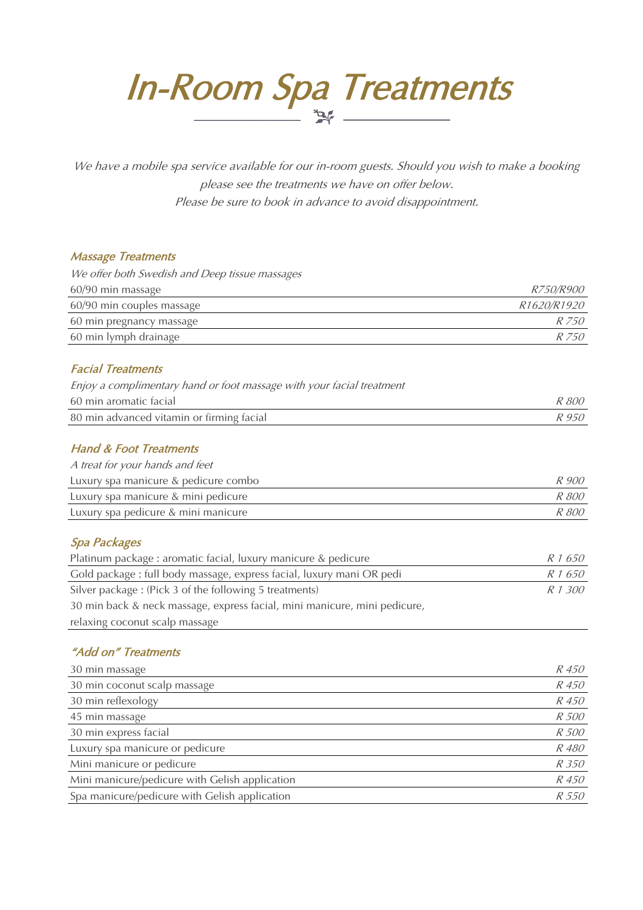# In-Room Spa Treatments

*We have a mobile spa service available for our in-room guests. Should you wish to make a booking please see the treatments we have on offer below.*
*Please be sure to book in advance to avoid disappointment.*

## *Massage Treatments*

*We offer both Swedish and Deep tissue massages*

| | |
|---|---|
| 60/90 min massage | *R750/R900* |
| 60/90 min couples massage | *R1620/R1920* |
| 60 min pregnancy massage | *R 750* |
| 60 min lymph drainage | *R 750* |

## *Facial Treatments*

*Enjoy a complimentary hand or foot massage with your facial treatment*

| | |
|---|---|
| 60 min aromatic facial | *R 800* |
| 80 min advanced vitamin or firming facial | *R 950* |

## *Hand & Foot Treatments*

*A treat for your hands and feet*

| | |
|---|---|
| Luxury spa manicure & pedicure combo | *R 900* |
| Luxury spa manicure & mini pedicure | *R 800* |
| Luxury spa pedicure & mini manicure | *R 800* |

## *Spa Packages*

| | |
|---|---|
| Platinum package : aromatic facial, luxury manicure & pedicure | *R 1 650* |
| Gold package : full body massage, express facial, luxury mani OR pedi | *R 1 650* |
| Silver package : (Pick 3 of the following 5 treatments) 30 min back & neck massage, express facial, mini manicure, mini pedicure, relaxing coconut scalp massage | *R 1 300* |

## *"Add on" Treatments*

| | |
|---|---|
| 30 min massage | *R 450* |
| 30 min coconut scalp massage | *R 450* |
| 30 min reflexology | *R 450* |
| 45 min massage | *R 500* |
| 30 min express facial | *R 500* |
| Luxury spa manicure or pedicure | *R 480* |
| Mini manicure or pedicure | *R 350* |
| Mini manicure/pedicure with Gelish application | *R 450* |
| Spa manicure/pedicure with Gelish application | *R 550* |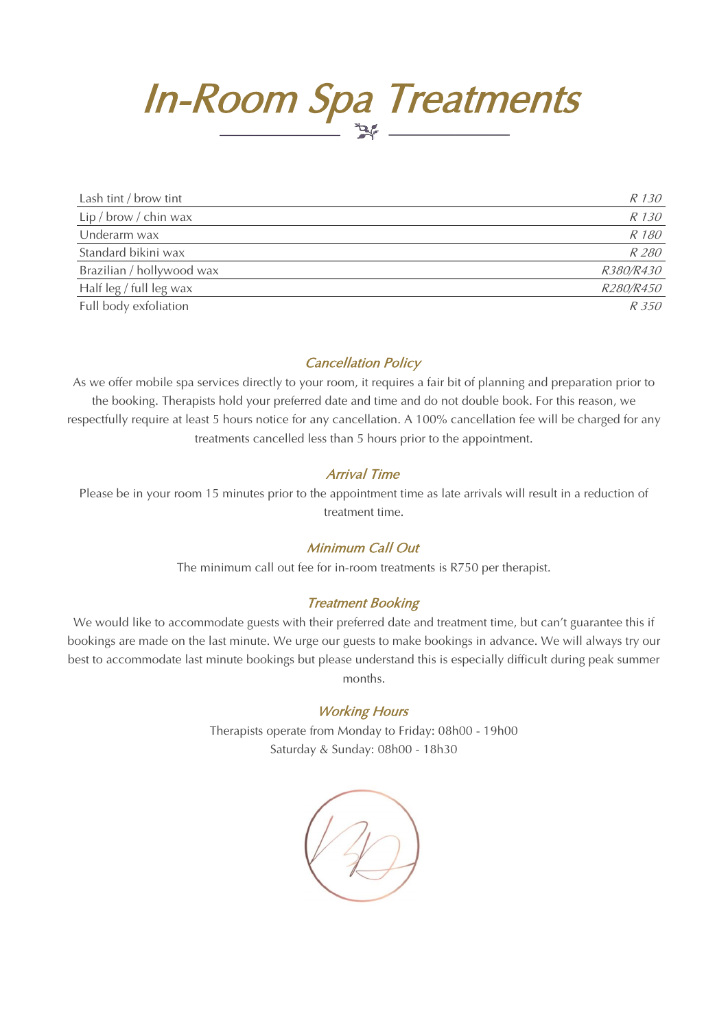# In-Room Spa Treatments

| | |
|---|---|
| Lash tint / brow tint | *R 130* |
| Lip / brow / chin wax | *R 130* |
| Underarm wax | *R 180* |
| Standard bikini wax | *R 280* |
| Brazilian / hollywood wax | *R380/R430* |
| Half leg / full leg wax | *R280/R450* |
| Full body exfoliation | *R 350* |

## *Cancellation Policy*

As we offer mobile spa services directly to your room, it requires a fair bit of planning and preparation prior to the booking. Therapists hold your preferred date and time and do not double book. For this reason, we respectfully require at least 5 hours notice for any cancellation. A 100% cancellation fee will be charged for any treatments cancelled less than 5 hours prior to the appointment.

## *Arrival Time*

Please be in your room 15 minutes prior to the appointment time as late arrivals will result in a reduction of treatment time.

## *Minimum Call Out*

The minimum call out fee for in-room treatments is R750 per therapist.

## *Treatment Booking*

We would like to accommodate guests with their preferred date and treatment time, but can't guarantee this if bookings are made on the last minute. We urge our guests to make bookings in advance. We will always try our best to accommodate last minute bookings but please understand this is especially difficult during peak summer months.

## *Working Hours*

Therapists operate from Monday to Friday: 08h00 - 19h00
Saturday & Sunday: 08h00 - 18h30